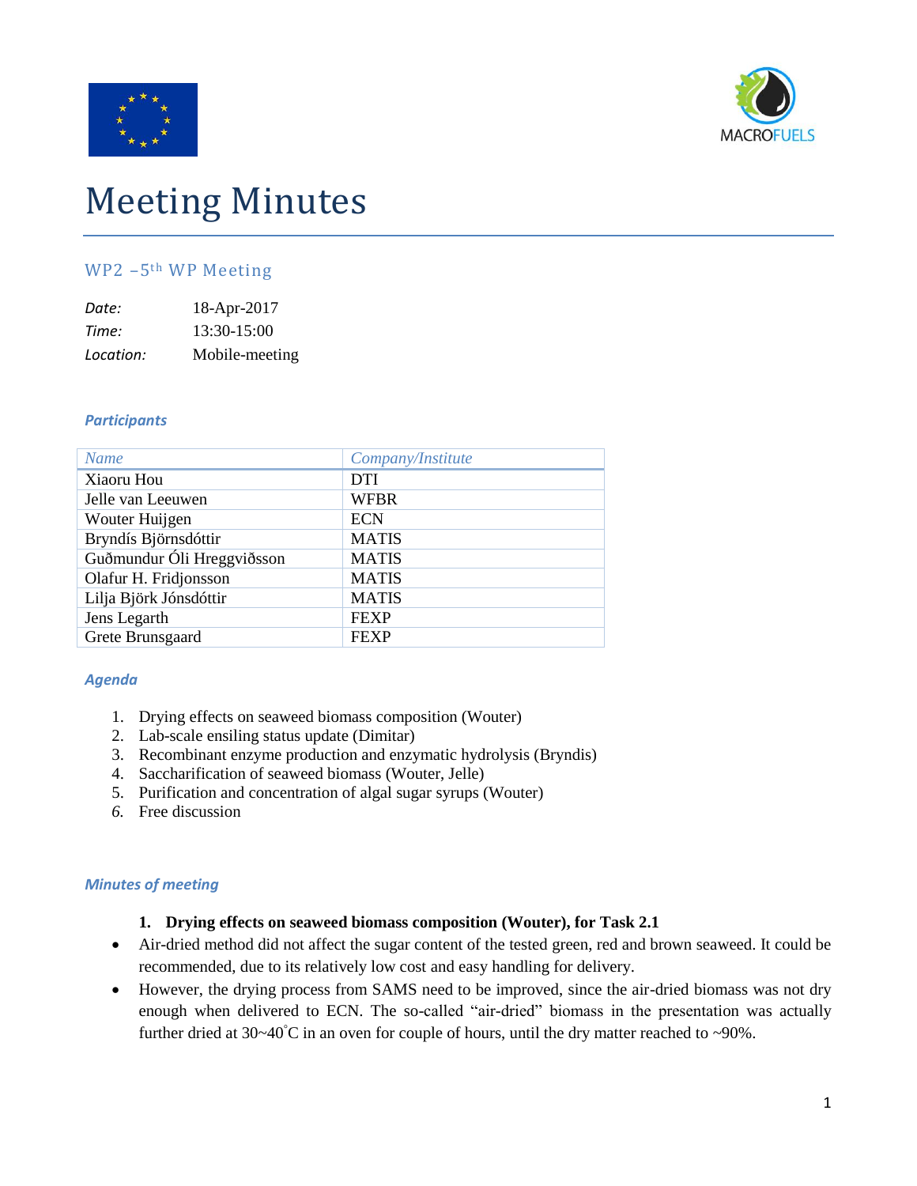# Meeting Minutes

## WP2 –5th WP Meeting

| | |
|---|---|
| *Date:* | 18-Apr-2017 |
| *Time:* | 13:30-15:00 |
| *Location:* | Mobile-meeting |

### *Participants*

| *Name* | *Company/Institute* |
|---|---|
| Xiaoru Hou | DTI |
| Jelle van Leeuwen | WFBR |
| Wouter Huijgen | ECN |
| Bryndís Björnsdóttir | MATIS |
| Guðmundur Óli Hreggviðsson | MATIS |
| Olafur H. Fridjonsson | MATIS |
| Lilja Björk Jónsdóttir | MATIS |
| Jens Legarth | FEXP |
| Grete Brunsgaard | FEXP |

### *Agenda*

1. Drying effects on seaweed biomass composition (Wouter)
2. Lab-scale ensiling status update (Dimitar)
3. Recombinant enzyme production and enzymatic hydrolysis (Bryndis)
4. Saccharification of seaweed biomass (Wouter, Jelle)
5. Purification and concentration of algal sugar syrups (Wouter)
6. Free discussion

### *Minutes of meeting*

**1. Drying effects on seaweed biomass composition (Wouter), for Task 2.1**

- Air-dried method did not affect the sugar content of the tested green, red and brown seaweed. It could be recommended, due to its relatively low cost and easy handling for delivery.
- However, the drying process from SAMS need to be improved, since the air-dried biomass was not dry enough when delivered to ECN. The so-called "air-dried" biomass in the presentation was actually further dried at 30~40˚C in an oven for couple of hours, until the dry matter reached to ~90%.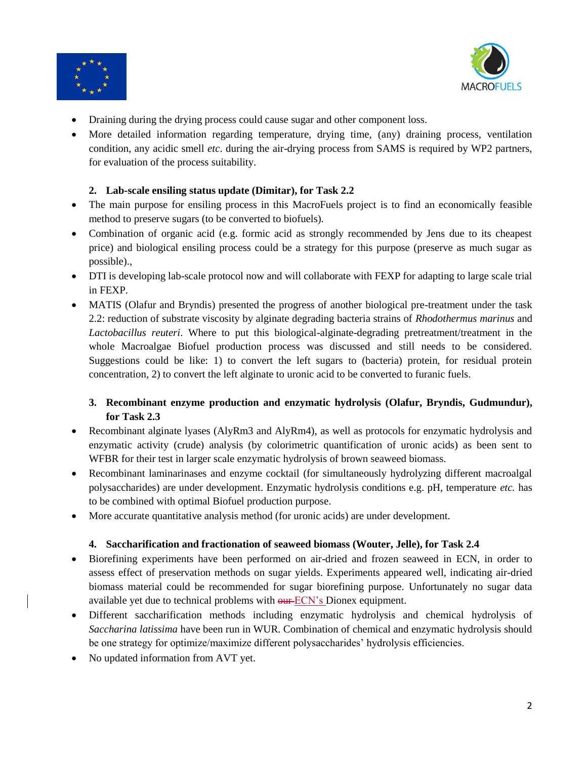- Draining during the drying process could cause sugar and other component loss.
- More detailed information regarding temperature, drying time, (any) draining process, ventilation condition, any acidic smell *etc*. during the air-drying process from SAMS is required by WP2 partners, for evaluation of the process suitability.

**2. Lab-scale ensiling status update (Dimitar), for Task 2.2**

- The main purpose for ensiling process in this MacroFuels project is to find an economically feasible method to preserve sugars (to be converted to biofuels).
- Combination of organic acid (e.g. formic acid as strongly recommended by Jens due to its cheapest price) and biological ensiling process could be a strategy for this purpose (preserve as much sugar as possible).,
- DTI is developing lab-scale protocol now and will collaborate with FEXP for adapting to large scale trial in FEXP.
- MATIS (Olafur and Bryndis) presented the progress of another biological pre-treatment under the task 2.2: reduction of substrate viscosity by alginate degrading bacteria strains of *Rhodothermus marinus* and *Lactobacillus reuteri*. Where to put this biological-alginate-degrading pretreatment/treatment in the whole Macroalgae Biofuel production process was discussed and still needs to be considered. Suggestions could be like: 1) to convert the left sugars to (bacteria) protein, for residual protein concentration, 2) to convert the left alginate to uronic acid to be converted to furanic fuels.

**3. Recombinant enzyme production and enzymatic hydrolysis (Olafur, Bryndis, Gudmundur), for Task 2.3**

- Recombinant alginate lyases (AlyRm3 and AlyRm4), as well as protocols for enzymatic hydrolysis and enzymatic activity (crude) analysis (by colorimetric quantification of uronic acids) as been sent to WFBR for their test in larger scale enzymatic hydrolysis of brown seaweed biomass.
- Recombinant laminarinases and enzyme cocktail (for simultaneously hydrolyzing different macroalgal polysaccharides) are under development. Enzymatic hydrolysis conditions e.g. pH, temperature *etc.* has to be combined with optimal Biofuel production purpose.
- More accurate quantitative analysis method (for uronic acids) are under development.

**4. Saccharification and fractionation of seaweed biomass (Wouter, Jelle), for Task 2.4**

- Biorefining experiments have been performed on air-dried and frozen seaweed in ECN, in order to assess effect of preservation methods on sugar yields. Experiments appeared well, indicating air-dried biomass material could be recommended for sugar biorefining purpose. Unfortunately no sugar data available yet due to technical problems with ~~our~~ ECN's Dionex equipment.
- Different saccharification methods including enzymatic hydrolysis and chemical hydrolysis of *Saccharina latissima* have been run in WUR. Combination of chemical and enzymatic hydrolysis should be one strategy for optimize/maximize different polysaccharides' hydrolysis efficiencies.
- No updated information from AVT yet.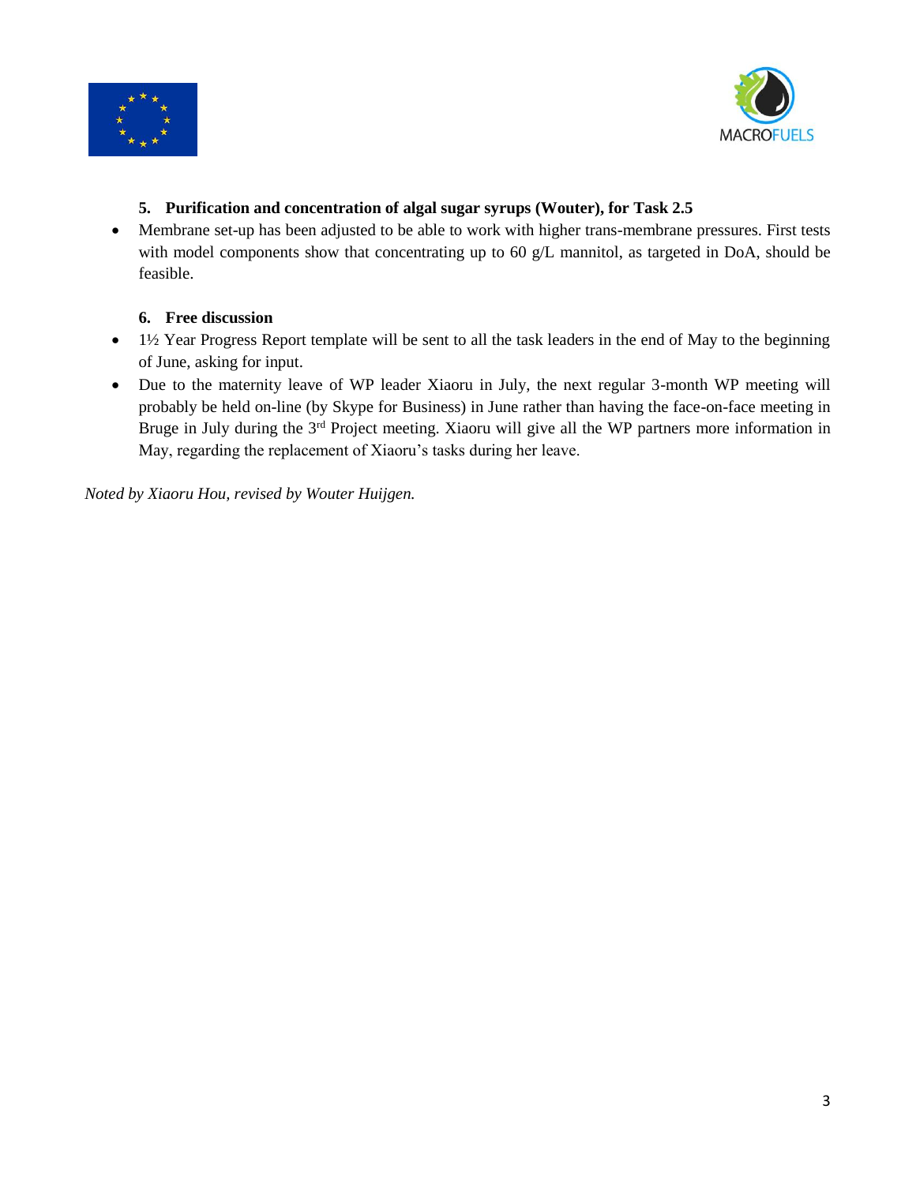5. **Purification and concentration of algal sugar syrups (Wouter), for Task 2.5**

- Membrane set-up has been adjusted to be able to work with higher trans-membrane pressures. First tests with model components show that concentrating up to 60 g/L mannitol, as targeted in DoA, should be feasible.

6. **Free discussion**

- 1½ Year Progress Report template will be sent to all the task leaders in the end of May to the beginning of June, asking for input.
- Due to the maternity leave of WP leader Xiaoru in July, the next regular 3-month WP meeting will probably be held on-line (by Skype for Business) in June rather than having the face-on-face meeting in Bruge in July during the 3rd Project meeting. Xiaoru will give all the WP partners more information in May, regarding the replacement of Xiaoru's tasks during her leave.

*Noted by Xiaoru Hou, revised by Wouter Huijgen.*